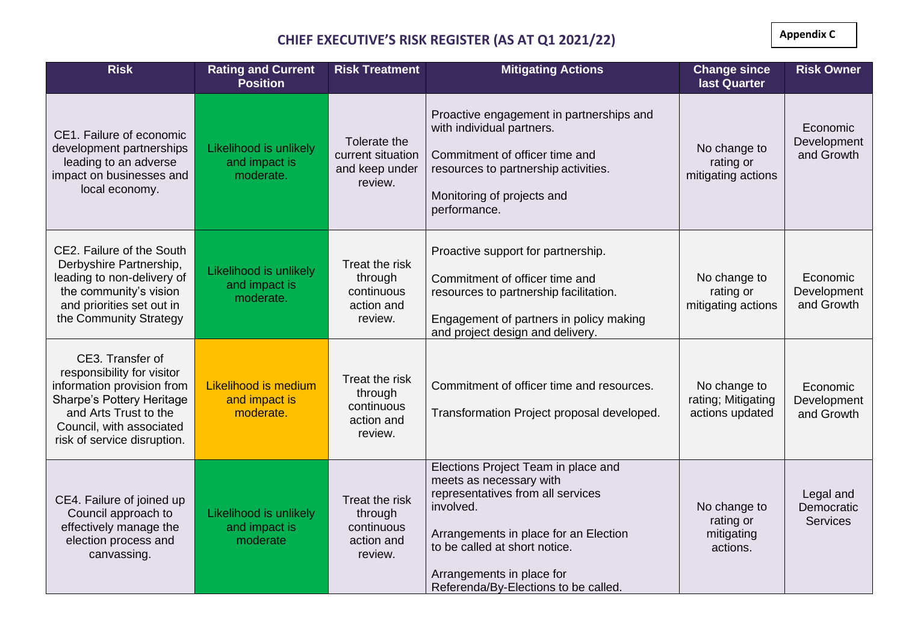Appendix C

# CHIEF EXECUTIVE'S RISK REGISTER (AS AT Q1 2021/22)

| Risk | Rating and Current Position | Risk Treatment | Mitigating Actions | Change since last Quarter | Risk Owner |
|---|---|---|---|---|---|
| CE1. Failure of economic development partnerships leading to an adverse impact on businesses and local economy. | Likelihood is unlikely and impact is moderate. | Tolerate the current situation and keep under review. | Proactive engagement in partnerships and with individual partners.<br><br>Commitment of officer time and resources to partnership activities.<br><br>Monitoring of projects and performance. | No change to rating or mitigating actions | Economic Development and Growth |
| CE2. Failure of the South Derbyshire Partnership, leading to non-delivery of the community's vision and priorities set out in the Community Strategy | Likelihood is unlikely and impact is moderate. | Treat the risk through continuous action and review. | Proactive support for partnership.<br><br>Commitment of officer time and resources to partnership facilitation.<br><br>Engagement of partners in policy making and project design and delivery. | No change to rating or mitigating actions | Economic Development and Growth |
| CE3. Transfer of responsibility for visitor information provision from Sharpe's Pottery Heritage and Arts Trust to the Council, with associated risk of service disruption. | Likelihood is medium and impact is moderate. | Treat the risk through continuous action and review. | Commitment of officer time and resources.<br><br>Transformation Project proposal developed. | No change to rating; Mitigating actions updated | Economic Development and Growth |
| CE4. Failure of joined up Council approach to effectively manage the election process and canvassing. | Likelihood is unlikely and impact is moderate | Treat the risk through continuous action and review. | Elections Project Team in place and meets as necessary with representatives from all services involved.<br><br>Arrangements in place for an Election to be called at short notice.<br><br>Arrangements in place for Referenda/By-Elections to be called. | No change to rating or mitigating actions. | Legal and Democratic Services |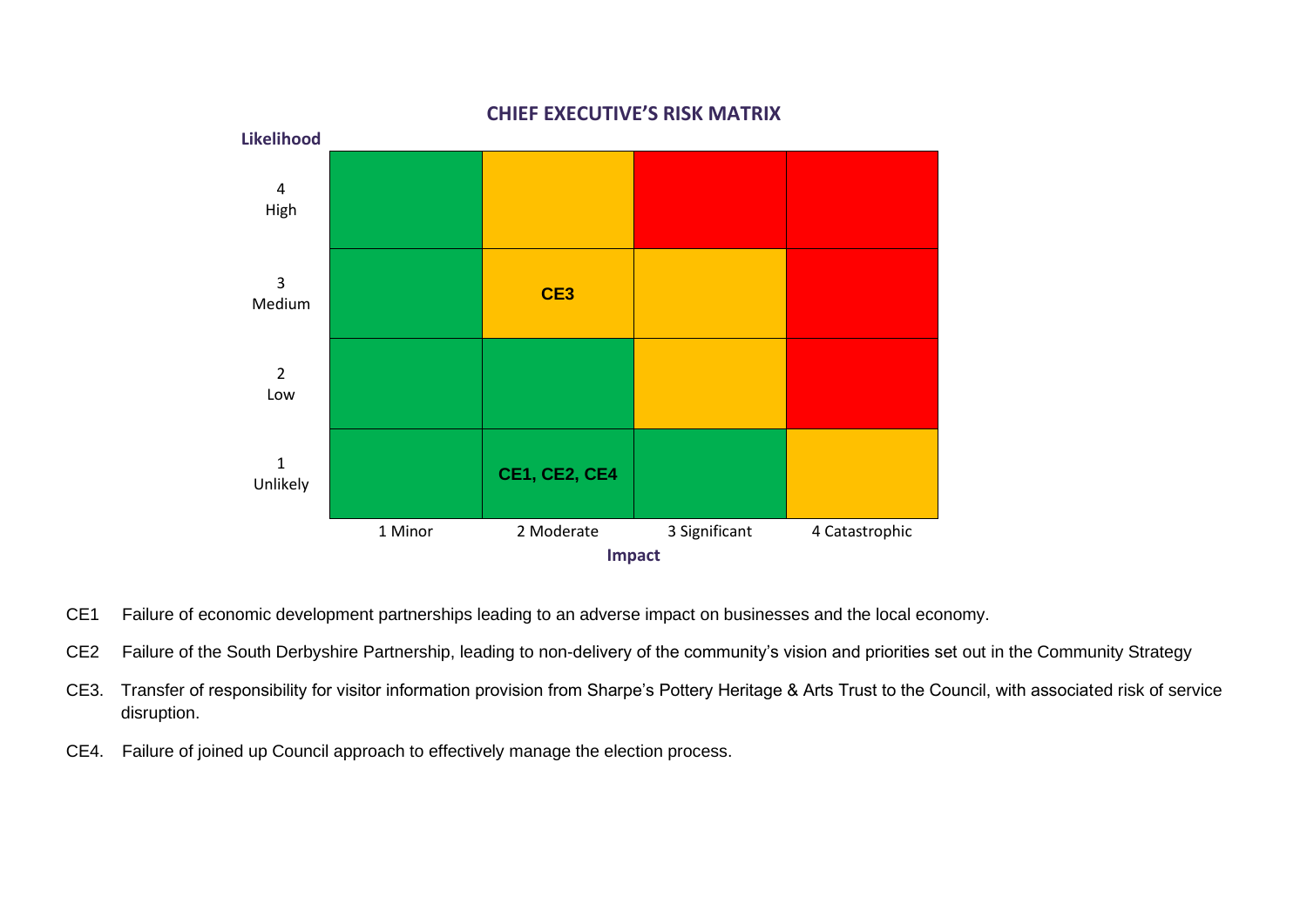## CHIEF EXECUTIVE'S RISK MATRIX

Likelihood

4 High

3 Medium

CE3

2 Low

1 Unlikely

CE1, CE2, CE4

1 Minor

2 Moderate

3 Significant

4 Catastrophic

Impact

CE1 Failure of economic development partnerships leading to an adverse impact on businesses and the local economy.

CE2 Failure of the South Derbyshire Partnership, leading to non-delivery of the community's vision and priorities set out in the Community Strategy

CE3. Transfer of responsibility for visitor information provision from Sharpe's Pottery Heritage & Arts Trust to the Council, with associated risk of service disruption.

CE4. Failure of joined up Council approach to effectively manage the election process.